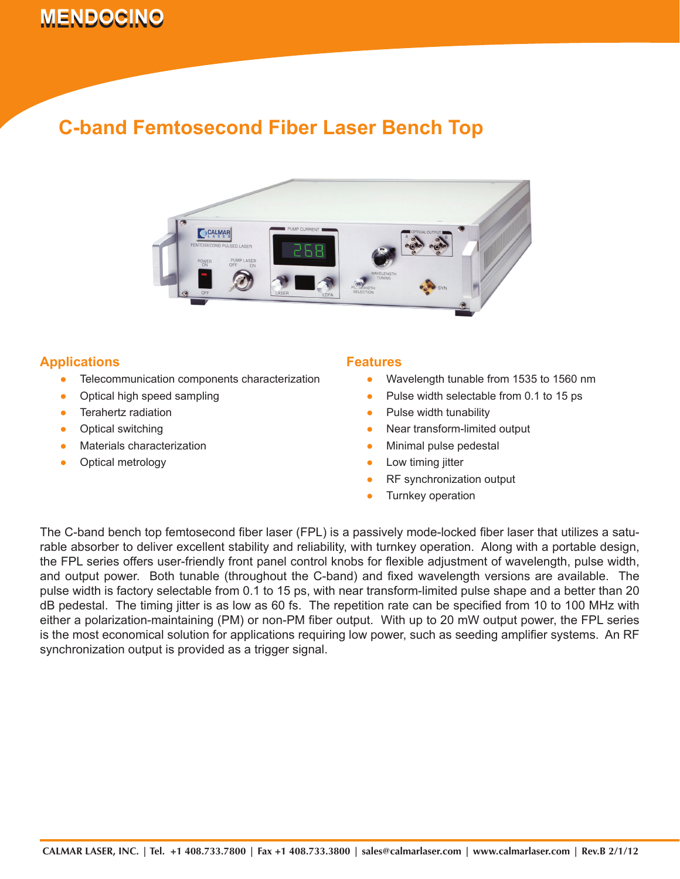# MENDOCINO

## C-band Femtosecond Fiber Laser Bench Top

### Applications

- Telecommunication components characterization
- Optical high speed sampling
- Terahertz radiation
- Optical switching
- Materials characterization
- Optical metrology

### Features

- Wavelength tunable from 1535 to 1560 nm
- Pulse width selectable from 0.1 to 15 ps
- Pulse width tunability
- Near transform-limited output
- Minimal pulse pedestal
- Low timing jitter
- RF synchronization output
- Turnkey operation

The C-band bench top femtosecond fiber laser (FPL) is a passively mode-locked fiber laser that utilizes a saturable absorber to deliver excellent stability and reliability, with turnkey operation. Along with a portable design, the FPL series offers user-friendly front panel control knobs for flexible adjustment of wavelength, pulse width, and output power. Both tunable (throughout the C-band) and fixed wavelength versions are available. The pulse width is factory selectable from 0.1 to 15 ps, with near transform-limited pulse shape and a better than 20 dB pedestal. The timing jitter is as low as 60 fs. The repetition rate can be specified from 10 to 100 MHz with either a polarization-maintaining (PM) or non-PM fiber output. With up to 20 mW output power, the FPL series is the most economical solution for applications requiring low power, such as seeding amplifier systems. An RF synchronization output is provided as a trigger signal.

CALMAR LASER, INC. | Tel. +1 408.733.7800 | Fax +1 408.733.3800 | sales@calmarlaser.com | www.calmarlaser.com | Rev.B 2/1/12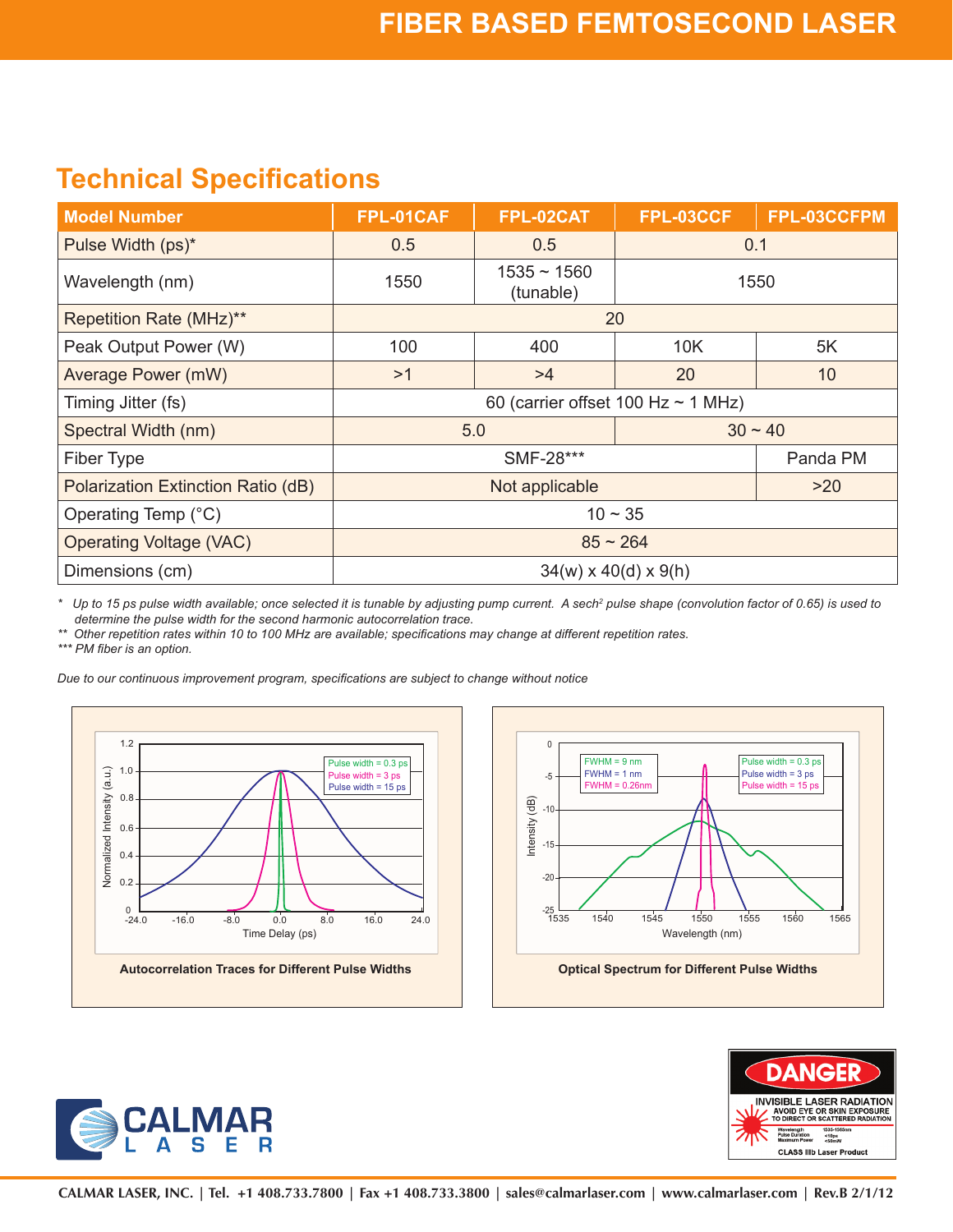## Technical Specifications

| Model Number | FPL-01CAF | FPL-02CAT | FPL-03CCF | FPL-03CCFPM |
|---|---|---|---|---|
| Pulse Width (ps)* | 0.5 | 0.5 | 0.1 | |
| Wavelength (nm) | 1550 | 1535 ~ 1560 (tunable) | 1550 | |
| Repetition Rate (MHz)** | 20 | | | |
| Peak Output Power (W) | 100 | 400 | 10K | 5K |
| Average Power (mW) | >1 | >4 | 20 | 10 |
| Timing Jitter (fs) | 60 (carrier offset 100 Hz ~ 1 MHz) | | | |
| Spectral Width (nm) | 5.0 | | 30 ~ 40 | |
| Fiber Type | SMF-28*** | | | Panda PM |
| Polarization Extinction Ratio (dB) | Not applicable | | | >20 |
| Operating Temp (°C) | 10 ~ 35 | | | |
| Operating Voltage (VAC) | 85 ~ 264 | | | |
| Dimensions (cm) | 34(w) x 40(d) x 9(h) | | | |

*\* Up to 15 ps pulse width available; once selected it is tunable by adjusting pump current. A sech$^2$ pulse shape (convolution factor of 0.65) is used to determine the pulse width for the second harmonic autocorrelation trace.*

*\*\* Other repetition rates within 10 to 100 MHz are available; specifications may change at different repetition rates.*

*\*\*\* PM fiber is an option.*

*Due to our continuous improvement program, specifications are subject to change without notice*

Pulse width = 0.3 ps
Pulse width = 3 ps
Pulse width = 15 ps
Normalized Intensity (a.u.)
Time Delay (ps)

**Autocorrelation Traces for Different Pulse Widths**

FWHM = 9 nm
FWHM = 1 nm
FWHM = 0.26nm
Pulse width = 0.3 ps
Pulse width = 3 ps
Pulse width = 15 ps
Intensity (dB)
Wavelength (nm)

**Optical Spectrum for Different Pulse Widths**

CALMAR LASER

DANGER
INVISIBLE LASER RADIATION
AVOID EYE OR SKIN EXPOSURE TO DIRECT OR SCATTERED RADIATION
CLASS IIIb Laser Product

CALMAR LASER, INC. | Tel. +1 408.733.7800 | Fax +1 408.733.3800 | sales@calmarlaser.com | www.calmarlaser.com | Rev.B 2/1/12